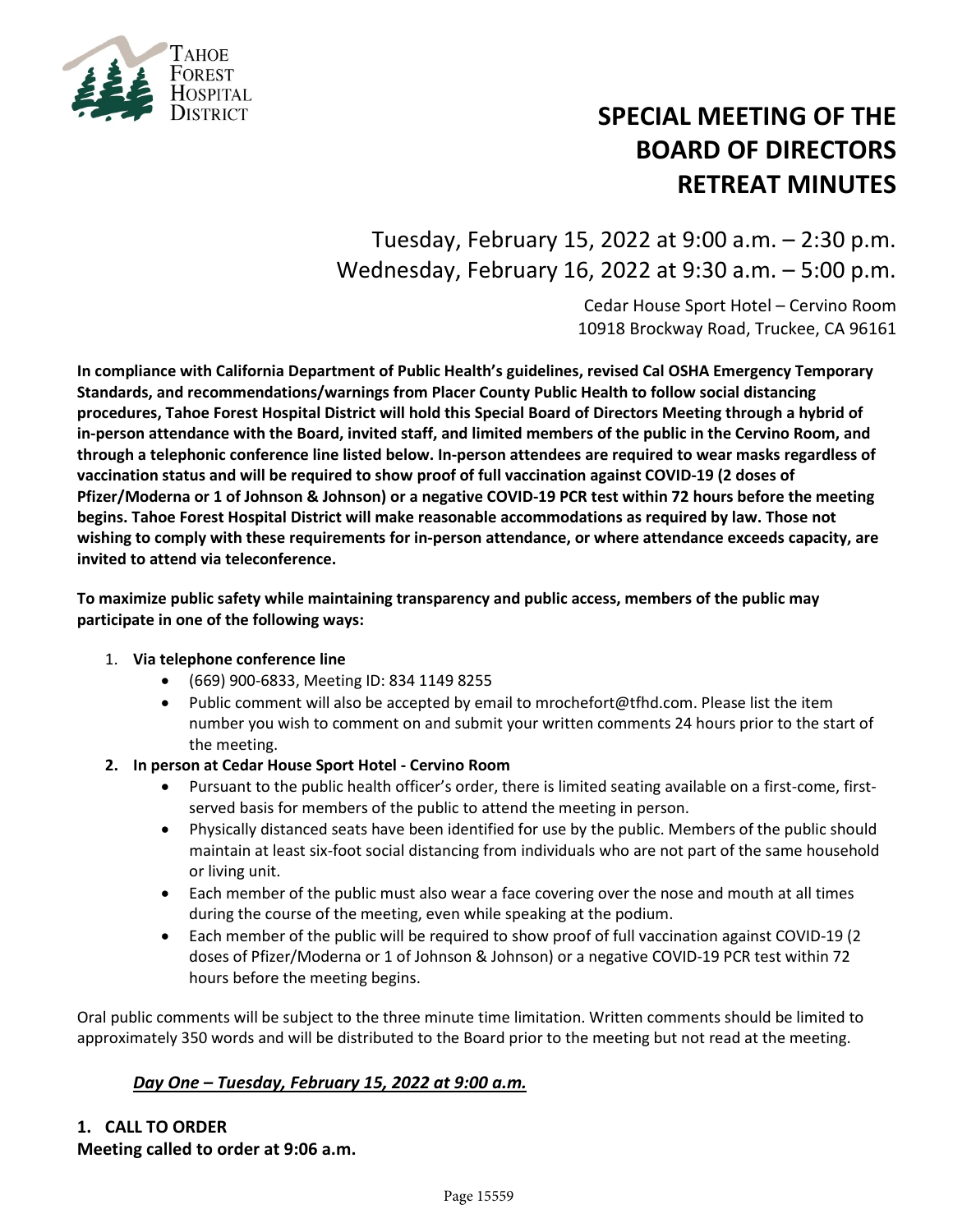TAHOE FOREST HOSPITAL DISTRICT

# SPECIAL MEETING OF THE BOARD OF DIRECTORS RETREAT MINUTES

Tuesday, February 15, 2022 at 9:00 a.m. – 2:30 p.m.
Wednesday, February 16, 2022 at 9:30 a.m. – 5:00 p.m.

Cedar House Sport Hotel – Cervino Room
10918 Brockway Road, Truckee, CA 96161

**In compliance with California Department of Public Health's guidelines, revised Cal OSHA Emergency Temporary Standards, and recommendations/warnings from Placer County Public Health to follow social distancing procedures, Tahoe Forest Hospital District will hold this Special Board of Directors Meeting through a hybrid of in-person attendance with the Board, invited staff, and limited members of the public in the Cervino Room, and through a telephonic conference line listed below. In-person attendees are required to wear masks regardless of vaccination status and will be required to show proof of full vaccination against COVID-19 (2 doses of Pfizer/Moderna or 1 of Johnson & Johnson) or a negative COVID-19 PCR test within 72 hours before the meeting begins. Tahoe Forest Hospital District will make reasonable accommodations as required by law. Those not wishing to comply with these requirements for in-person attendance, or where attendance exceeds capacity, are invited to attend via teleconference.**

**To maximize public safety while maintaining transparency and public access, members of the public may participate in one of the following ways:**

1. **Via telephone conference line**
   - (669) 900-6833, Meeting ID: 834 1149 8255
   - Public comment will also be accepted by email to mrochefort@tfhd.com. Please list the item number you wish to comment on and submit your written comments 24 hours prior to the start of the meeting.
2. **In person at Cedar House Sport Hotel - Cervino Room**
   - Pursuant to the public health officer's order, there is limited seating available on a first-come, first-served basis for members of the public to attend the meeting in person.
   - Physically distanced seats have been identified for use by the public. Members of the public should maintain at least six-foot social distancing from individuals who are not part of the same household or living unit.
   - Each member of the public must also wear a face covering over the nose and mouth at all times during the course of the meeting, even while speaking at the podium.
   - Each member of the public will be required to show proof of full vaccination against COVID-19 (2 doses of Pfizer/Moderna or 1 of Johnson & Johnson) or a negative COVID-19 PCR test within 72 hours before the meeting begins.

Oral public comments will be subject to the three minute time limitation. Written comments should be limited to approximately 350 words and will be distributed to the Board prior to the meeting but not read at the meeting.

***Day One – Tuesday, February 15, 2022 at 9:00 a.m.***

**1. CALL TO ORDER**
**Meeting called to order at 9:06 a.m.**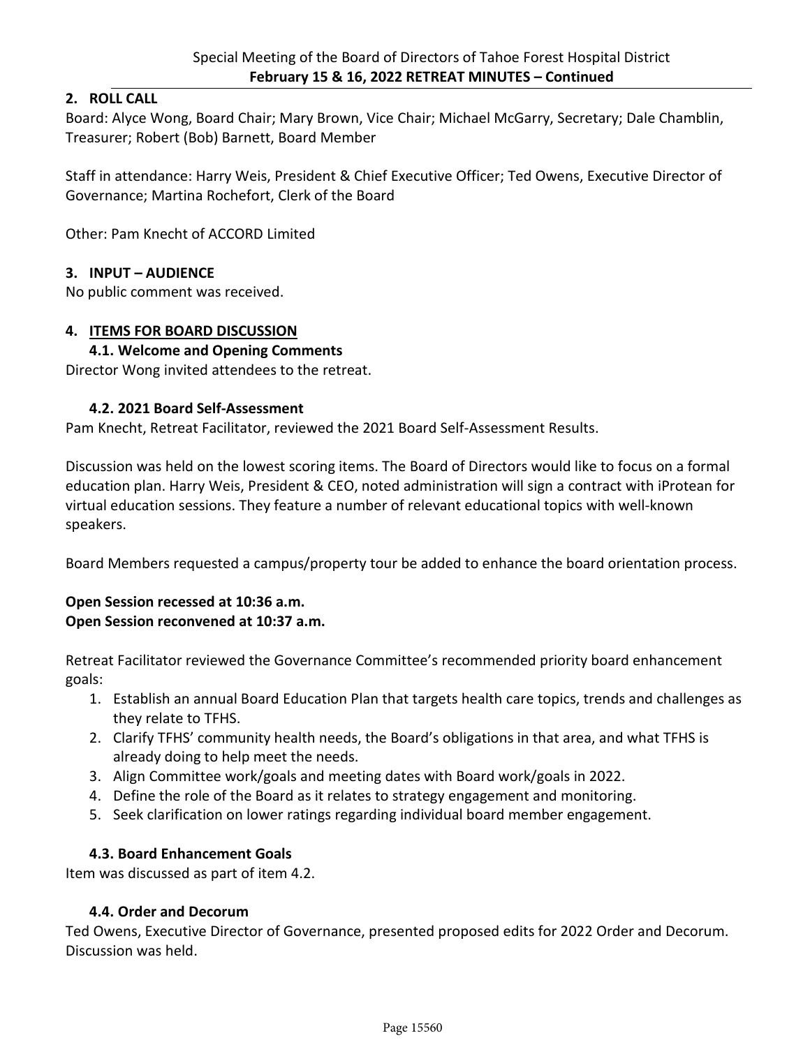## 2. ROLL CALL

Board: Alyce Wong, Board Chair; Mary Brown, Vice Chair; Michael McGarry, Secretary; Dale Chamblin, Treasurer; Robert (Bob) Barnett, Board Member

Staff in attendance: Harry Weis, President & Chief Executive Officer; Ted Owens, Executive Director of Governance; Martina Rochefort, Clerk of the Board

Other: Pam Knecht of ACCORD Limited

## 3. INPUT – AUDIENCE

No public comment was received.

## 4. ITEMS FOR BOARD DISCUSSION

### 4.1. Welcome and Opening Comments

Director Wong invited attendees to the retreat.

### 4.2. 2021 Board Self-Assessment

Pam Knecht, Retreat Facilitator, reviewed the 2021 Board Self-Assessment Results.

Discussion was held on the lowest scoring items. The Board of Directors would like to focus on a formal education plan. Harry Weis, President & CEO, noted administration will sign a contract with iProtean for virtual education sessions. They feature a number of relevant educational topics with well-known speakers.

Board Members requested a campus/property tour be added to enhance the board orientation process.

**Open Session recessed at 10:36 a.m.**
**Open Session reconvened at 10:37 a.m.**

Retreat Facilitator reviewed the Governance Committee's recommended priority board enhancement goals:

1. Establish an annual Board Education Plan that targets health care topics, trends and challenges as they relate to TFHS.
2. Clarify TFHS' community health needs, the Board's obligations in that area, and what TFHS is already doing to help meet the needs.
3. Align Committee work/goals and meeting dates with Board work/goals in 2022.
4. Define the role of the Board as it relates to strategy engagement and monitoring.
5. Seek clarification on lower ratings regarding individual board member engagement.

### 4.3. Board Enhancement Goals

Item was discussed as part of item 4.2.

### 4.4. Order and Decorum

Ted Owens, Executive Director of Governance, presented proposed edits for 2022 Order and Decorum. Discussion was held.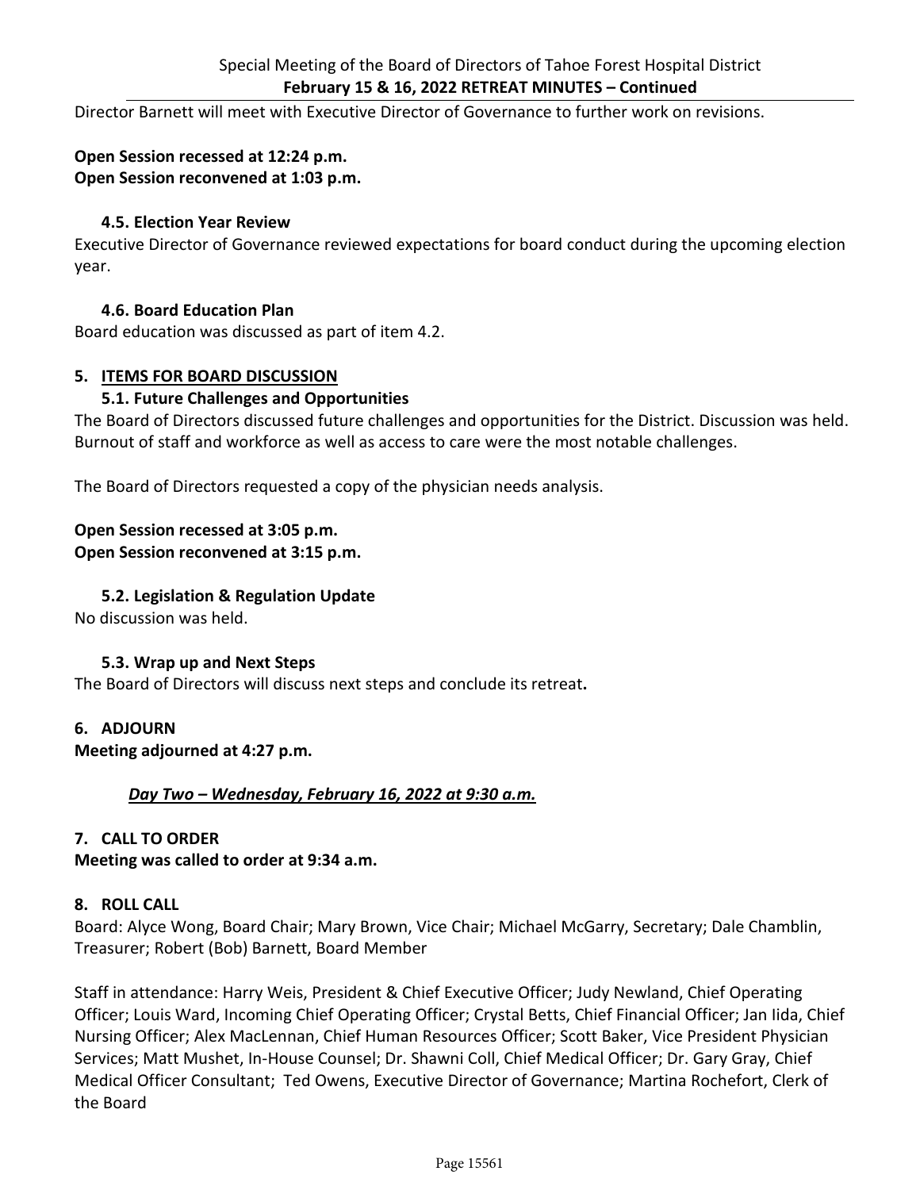Director Barnett will meet with Executive Director of Governance to further work on revisions.

**Open Session recessed at 12:24 p.m.**
**Open Session reconvened at 1:03 p.m.**

### 4.5. Election Year Review

Executive Director of Governance reviewed expectations for board conduct during the upcoming election year.

### 4.6. Board Education Plan

Board education was discussed as part of item 4.2.

## 5. ITEMS FOR BOARD DISCUSSION

### 5.1. Future Challenges and Opportunities

The Board of Directors discussed future challenges and opportunities for the District. Discussion was held. Burnout of staff and workforce as well as access to care were the most notable challenges.

The Board of Directors requested a copy of the physician needs analysis.

**Open Session recessed at 3:05 p.m.**
**Open Session reconvened at 3:15 p.m.**

### 5.2. Legislation & Regulation Update

No discussion was held.

### 5.3. Wrap up and Next Steps

The Board of Directors will discuss next steps and conclude its retreat**.**

## 6. ADJOURN

**Meeting adjourned at 4:27 p.m.**

***Day Two – Wednesday, February 16, 2022 at 9:30 a.m.***

## 7. CALL TO ORDER

**Meeting was called to order at 9:34 a.m.**

## 8. ROLL CALL

Board: Alyce Wong, Board Chair; Mary Brown, Vice Chair; Michael McGarry, Secretary; Dale Chamblin, Treasurer; Robert (Bob) Barnett, Board Member

Staff in attendance: Harry Weis, President & Chief Executive Officer; Judy Newland, Chief Operating Officer; Louis Ward, Incoming Chief Operating Officer; Crystal Betts, Chief Financial Officer; Jan Iida, Chief Nursing Officer; Alex MacLennan, Chief Human Resources Officer; Scott Baker, Vice President Physician Services; Matt Mushet, In-House Counsel; Dr. Shawni Coll, Chief Medical Officer; Dr. Gary Gray, Chief Medical Officer Consultant; Ted Owens, Executive Director of Governance; Martina Rochefort, Clerk of the Board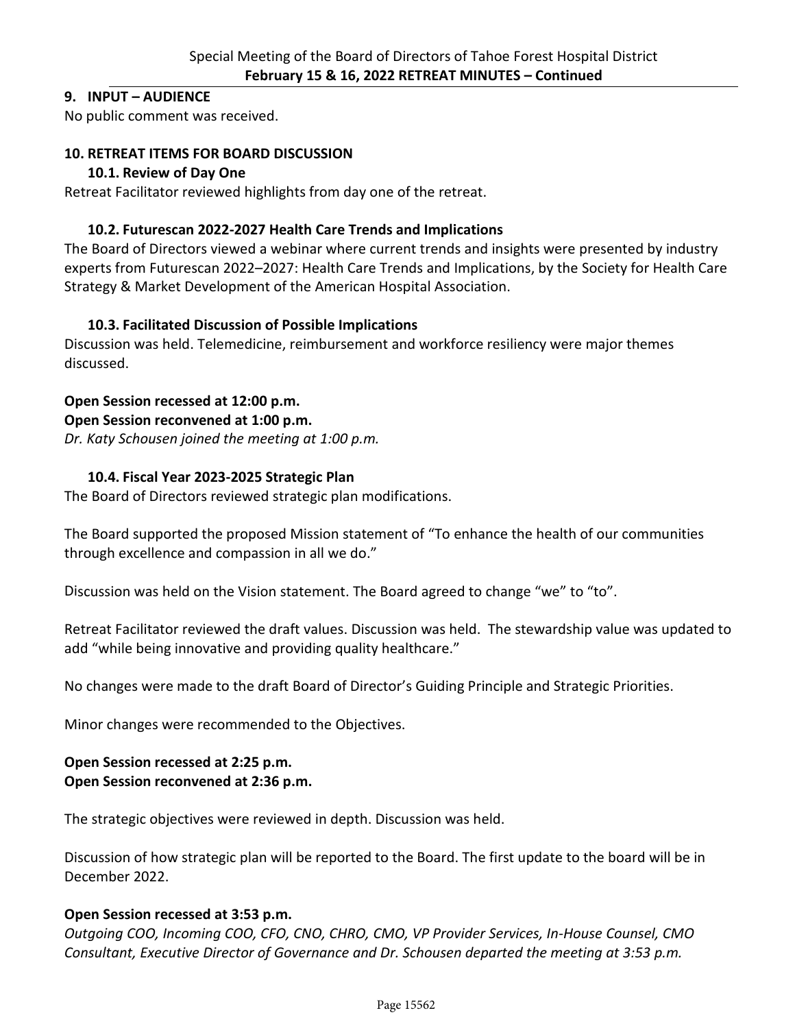**9. INPUT – AUDIENCE**

No public comment was received.

**10. RETREAT ITEMS FOR BOARD DISCUSSION**

**10.1. Review of Day One**

Retreat Facilitator reviewed highlights from day one of the retreat.

**10.2. Futurescan 2022-2027 Health Care Trends and Implications**

The Board of Directors viewed a webinar where current trends and insights were presented by industry experts from Futurescan 2022–2027: Health Care Trends and Implications, by the Society for Health Care Strategy & Market Development of the American Hospital Association.

**10.3. Facilitated Discussion of Possible Implications**

Discussion was held. Telemedicine, reimbursement and workforce resiliency were major themes discussed.

**Open Session recessed at 12:00 p.m.**
**Open Session reconvened at 1:00 p.m.**
*Dr. Katy Schousen joined the meeting at 1:00 p.m.*

**10.4. Fiscal Year 2023-2025 Strategic Plan**

The Board of Directors reviewed strategic plan modifications.

The Board supported the proposed Mission statement of "To enhance the health of our communities through excellence and compassion in all we do."

Discussion was held on the Vision statement. The Board agreed to change "we" to "to".

Retreat Facilitator reviewed the draft values. Discussion was held. The stewardship value was updated to add "while being innovative and providing quality healthcare."

No changes were made to the draft Board of Director's Guiding Principle and Strategic Priorities.

Minor changes were recommended to the Objectives.

**Open Session recessed at 2:25 p.m.**
**Open Session reconvened at 2:36 p.m.**

The strategic objectives were reviewed in depth. Discussion was held.

Discussion of how strategic plan will be reported to the Board. The first update to the board will be in December 2022.

**Open Session recessed at 3:53 p.m.**
*Outgoing COO, Incoming COO, CFO, CNO, CHRO, CMO, VP Provider Services, In-House Counsel, CMO Consultant, Executive Director of Governance and Dr. Schousen departed the meeting at 3:53 p.m.*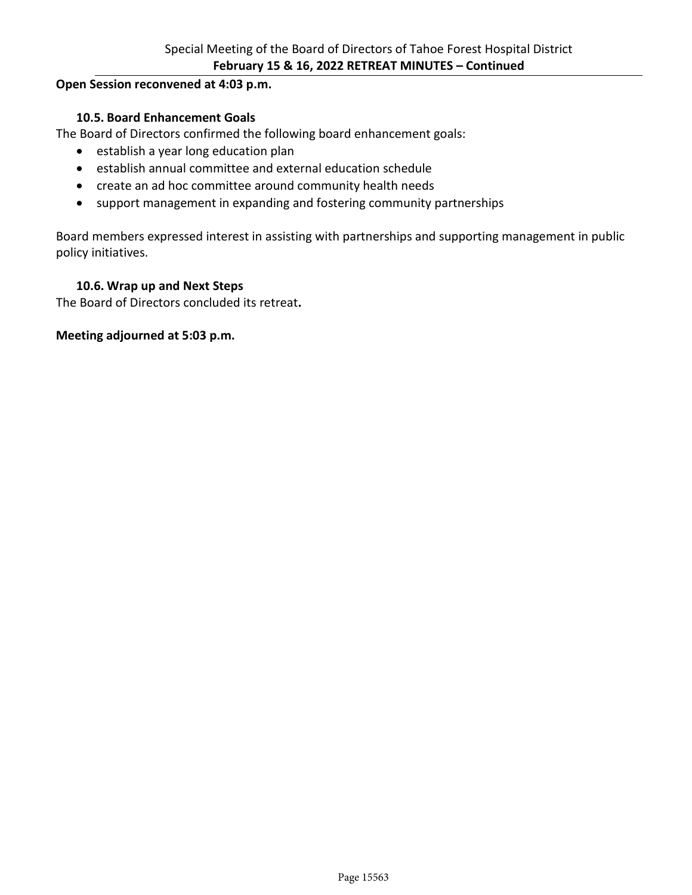**Open Session reconvened at 4:03 p.m.**

### 10.5. Board Enhancement Goals

The Board of Directors confirmed the following board enhancement goals:

- establish a year long education plan
- establish annual committee and external education schedule
- create an ad hoc committee around community health needs
- support management in expanding and fostering community partnerships

Board members expressed interest in assisting with partnerships and supporting management in public policy initiatives.

### 10.6. Wrap up and Next Steps

The Board of Directors concluded its retreat**.**

**Meeting adjourned at 5:03 p.m.**